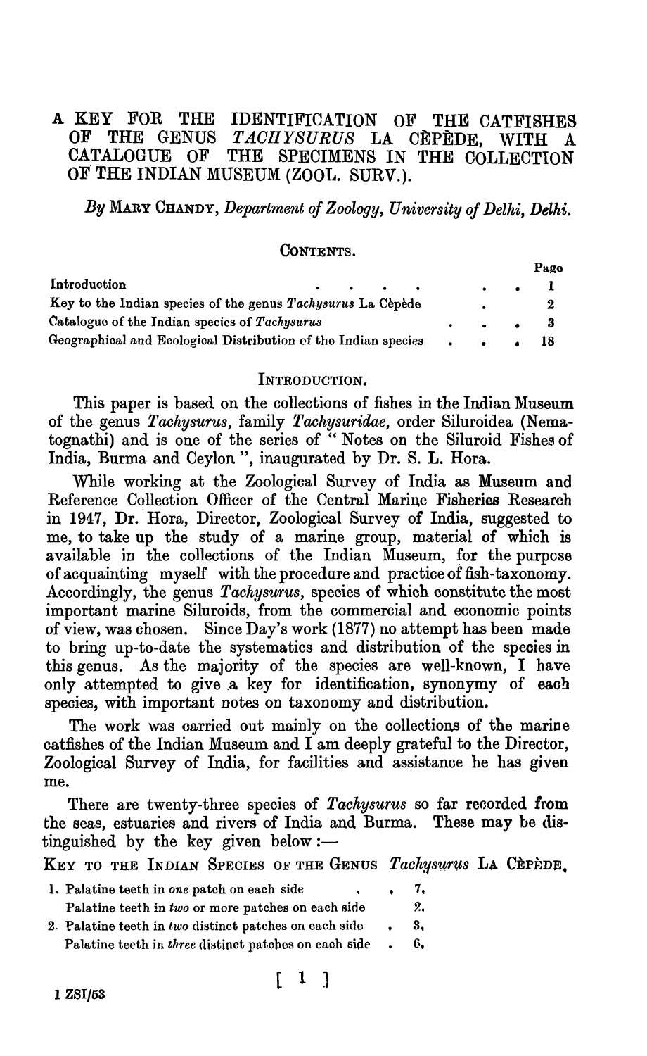# A KEY FOR THE IDENTIFICATION OF THE CATFISHES OF THE GENUS *TACHYSURUS* LA CÈPÈDE, WITH A CATALOGUE OF THE SPECIMENS IN THE COLLECTION OF THE INDIAN MUSEUM (ZOOL. SURV.).

*By* MARY CHANDY, *Department of Zoology, University of Delhi, Delhi.*

## CONTENTS.

| | Page |
|---|---|
| Introduction | 1 |
| Key to the Indian species of the genus *Tachysurus* La Cèpède | 2 |
| Catalogue of the Indian species of *Tachysurus* | 3 |
| Geographical and Ecological Distribution of the Indian species | 18 |

## INTRODUCTION.

This paper is based on the collections of fishes in the Indian Museum of the genus *Tachysurus*, family *Tachysuridae*, order Siluroidea (Nematognathi) and is one of the series of " Notes on the Siluroid Fishes of India, Burma and Ceylon ", inaugurated by Dr. S. L. Hora.

While working at the Zoological Survey of India as Museum and Reference Collection Officer of the Central Marine Fisheries Research in 1947, Dr. Hora, Director, Zoological Survey of India, suggested to me, to take up the study of a marine group, material of which is available in the collections of the Indian Museum, for the purpose of acquainting myself with the procedure and practice of fish-taxonomy. Accordingly, the genus *Tachysurus*, species of which constitute the most important marine Siluroids, from the commercial and economic points of view, was chosen. Since Day's work (1877) no attempt has been made to bring up-to-date the systematics and distribution of the species in this genus. As the majority of the species are well-known, I have only attempted to give a key for identification, synonymy of each species, with important notes on taxonomy and distribution.

The work was carried out mainly on the collections of the marine catfishes of the Indian Museum and I am deeply grateful to the Director, Zoological Survey of India, for facilities and assistance he has given me.

There are twenty-three species of *Tachysurus* so far recorded from the seas, estuaries and rivers of India and Burma. These may be distinguished by the key given below :—

KEY TO THE INDIAN SPECIES OF THE GENUS *Tachysurus* LA CÈPÈDE,

1. Palatine teeth in *one* patch on each side . . 7.
   Palatine teeth in *two* or more patches on each side 2.
2. Palatine teeth in *two* distinct patches on each side . 3.
   Palatine teeth in *three* distinct patches on each side . 6.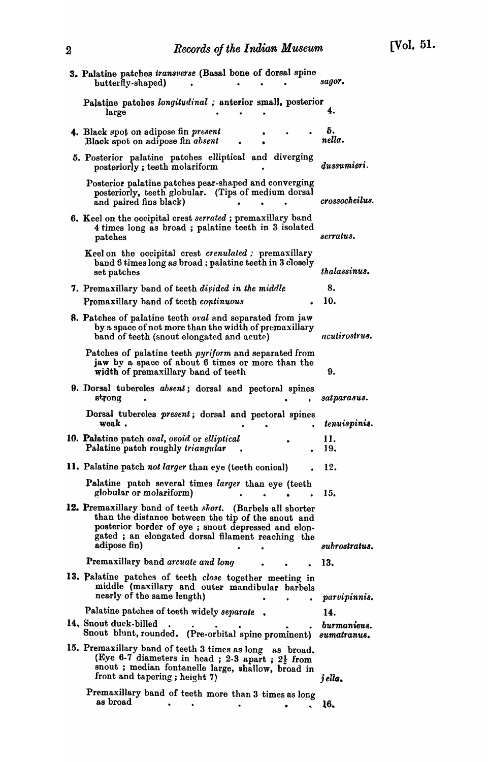3. Palatine patches *transverse* (Basal bone of dorsal spine butterfly-shaped) . . . . *sagor.*

   Palatine patches *longitudinal* ; anterior small, posterior large . . . 4.

4. Black spot on adipose fin *present* . . . 5.
   Black spot on adipose fin *absent* . . *nella.*

5. Posterior palatine patches elliptical and diverging posteriorly ; teeth molariform . *dussumieri.*

   Posterior palatine patches pear-shaped and converging posteriorly, teeth globular. (Tips of medium dorsal and paired fins black) . . . *crossocheilus.*

6. Keel on the occipital crest *serrated* ; premaxillary band 4 times long as broad ; palatine teeth in 3 isolated patches *serratus.*

   Keel on the occipital crest *crenulated* ; premaxillary band 6 times long as broad ; palatine teeth in 3 closely set patches *thalassinus.*

7. Premaxillary band of teeth *divided in the middle* 8.
   Premaxillary band of teeth *continuous* . 10.

8. Patches of palatine teeth *oval* and separated from jaw by a space of not more than the width of premaxillary band of teeth (snout elongated and acute) *acutirostrus.*

   Patches of palatine teeth *pyriform* and separated from jaw by a space of about 6 times or more than the width of premaxillary band of teeth 9.

9. Dorsal tubercles *absent* ; dorsal and pectoral spines strong . . . *satparasus.*

   Dorsal tubercles *present* ; dorsal and pectoral spines weak . . . . *tenuispinis.*

10. Palatine patch *oval, ovoid* or *elliptical* . 11.
    Palatine patch roughly *triangular* . . 19.

11. Palatine patch *not larger* than eye (teeth conical) . 12.

    Palatine patch several times *larger* than eye (teeth globular or molariform) . . . . 15.

12. Premaxillary band of teeth *short.* (Barbels all shorter than the distance between the tip of the snout and posterior border of eye ; snout depressed and elongated ; an elongated dorsal filament reaching the adipose fin) . . *subrostratus.*

    Premaxillary band *arcuate and long* . . . 13.

13. Palatine patches of teeth *close* together meeting in middle (maxillary and outer mandibular barbels nearly of the same length) . . . *parvipinnis.*

    Palatine patches of teeth widely *separate* . 14.

14. Snout duck-billed . . . . . . *burmanicus.*
    Snout blunt, rounded. (Pre-orbital spine prominent) *sumatranus.*

15. Premaxillary band of teeth 3 times as long as broad. (Eye 6-7 diameters in head ; 2·3 apart ; 2½ from snout ; median fontanelle large, shallow, broad in front and tapering ; height 7) *jella.*

    Premaxillary band of teeth more than 3 times as long as broad . . . . . 16.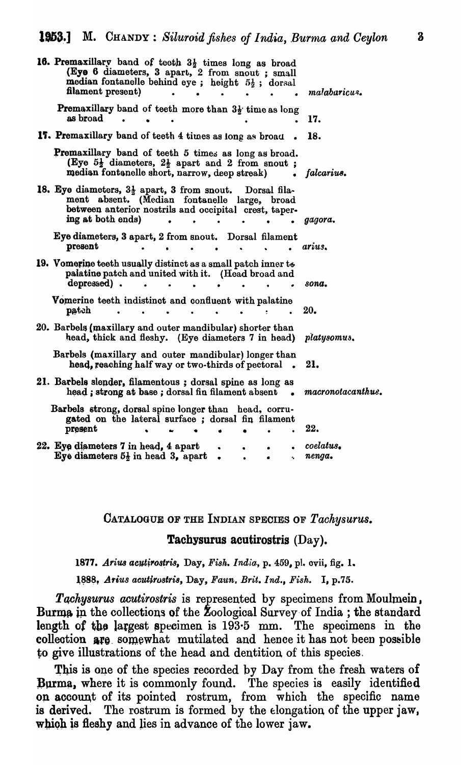16. Premaxillary band of teeth $3\frac{1}{2}$ times long as broad (Eye 6 diameters, 3 apart, 2 from snout; small median fontanelle behind eye; height $5\frac{1}{2}$; dorsal filament present) . . . . . . . *malabaricus.*

Premaxillary band of teeth more than $3\frac{1}{2}$ time as long as broad . . . . . . . . 17.

17. Premaxillary band of teeth 4 times as long as broad . 18.

Premaxillary band of teeth 5 times as long as broad. (Eye $5\frac{1}{2}$ diameters, $2\frac{1}{2}$ apart and 2 from snout; median fontanelle short, narrow, deep streak) . *falcarius.*

18. Eye diameters, $3\frac{1}{2}$ apart, 3 from snout. Dorsal filament absent. (Median fontanelle large, broad between anterior nostrils and occipital crest, tapering at both ends) . . . . . . . *gagora.*

Eye diameters, 3 apart, 2 from snout. Dorsal filament present . . . . . . . . *arius.*

19. Vomerine teeth usually distinct as a small patch inner to palatine patch and united with it. (Head broad and depressed) . . . . . . . . . *sona.*

Vomerine teeth indistinct and confluent with palatine patch . . . . . . . . . 20.

20. Barbels (maxillary and outer mandibular) shorter than head, thick and fleshy. (Eye diameters 7 in head) *platysomus.*

Barbels (maxillary and outer mandibular) longer than head, reaching half way or two-thirds of pectoral . 21.

21. Barbels slender, filamentous; dorsal spine as long as head; strong at base; dorsal fin filament absent . *macronotacanthus.*

Barbels strong, dorsal spine longer than head, corrugated on the lateral surface; dorsal fin filament present . . . . . . . 22.

22. Eye diameters 7 in head, 4 apart . . . . *coelatus.*
Eye diameters $5\frac{1}{2}$ in head 3, apart . . . . *nenga.*

## CATALOGUE OF THE INDIAN SPECIES OF *Tachysurus*.

### Tachysurus acutirostris (Day).

1877. *Arius acutirostris*, Day, *Fish. India*, p. 459, pl. cvii, fig. 1.

1888. *Arius acutirostris*, Day, *Faun. Brit. Ind., Fish.* I, p.75.

*Tachysurus acutirostris* is represented by specimens from Moulmein, Burma in the collections of the Zoological Survey of India; the standard length of the largest specimen is 193·5 mm. The specimens in the collection are somewhat mutilated and hence it has not been possible to give illustrations of the head and dentition of this species.

This is one of the species recorded by Day from the fresh waters of Burma, where it is commonly found. The species is easily identified on account of its pointed rostrum, from which the specific name is derived. The rostrum is formed by the elongation of the upper jaw, which is fleshy and lies in advance of the lower jaw.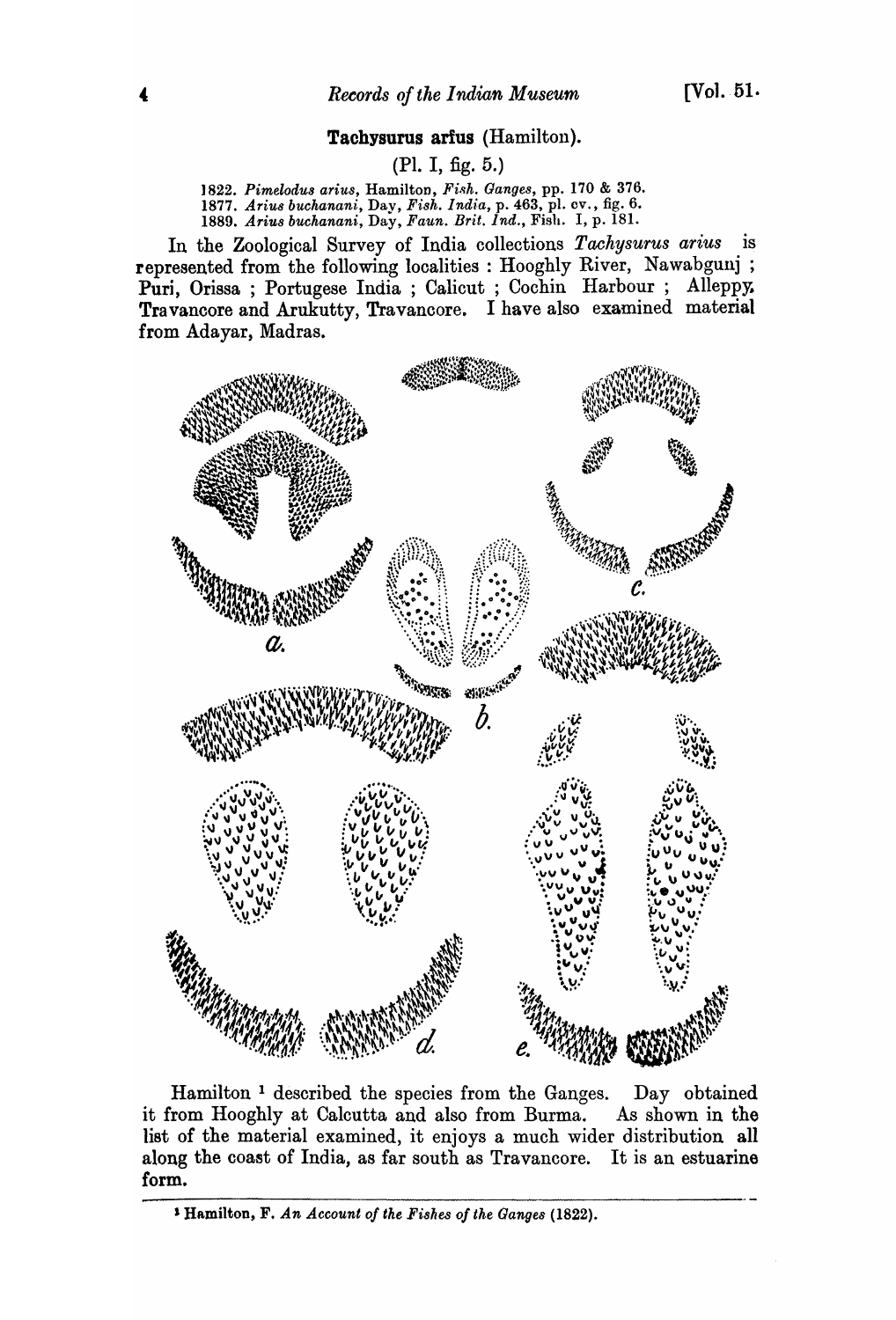**Tachysurus arius (Hamilton).**

(Pl. I, fig. 5.)

1822. *Pimelodus arius*, Hamilton, *Fish. Ganges*, pp. 170 & 376.
1877. *Arius buchanani*, Day, *Fish. India*, p. 463, pl. cv., fig. 6.
1889. *Arius buchanani*, Day, *Faun. Brit. Ind.*, Fish. I, p. 181.

In the Zoological Survey of India collections *Tachysurus arius* is represented from the following localities : Hooghly River, Nawabgunj ; Puri, Orissa ; Portugese India ; Calicut ; Cochin Harbour ; Alleppy, Travancore and Arukutty, Travancore. I have also examined material from Adayar, Madras.

a. b. c. d. e.

Hamilton [1] described the species from the Ganges. Day obtained it from Hooghly at Calcutta and also from Burma. As shown in the list of the material examined, it enjoys a much wider distribution all along the coast of India, as far south as Travancore. It is an estuarine form.

[1] Hamilton, F. *An Account of the Fishes of the Ganges* (1822).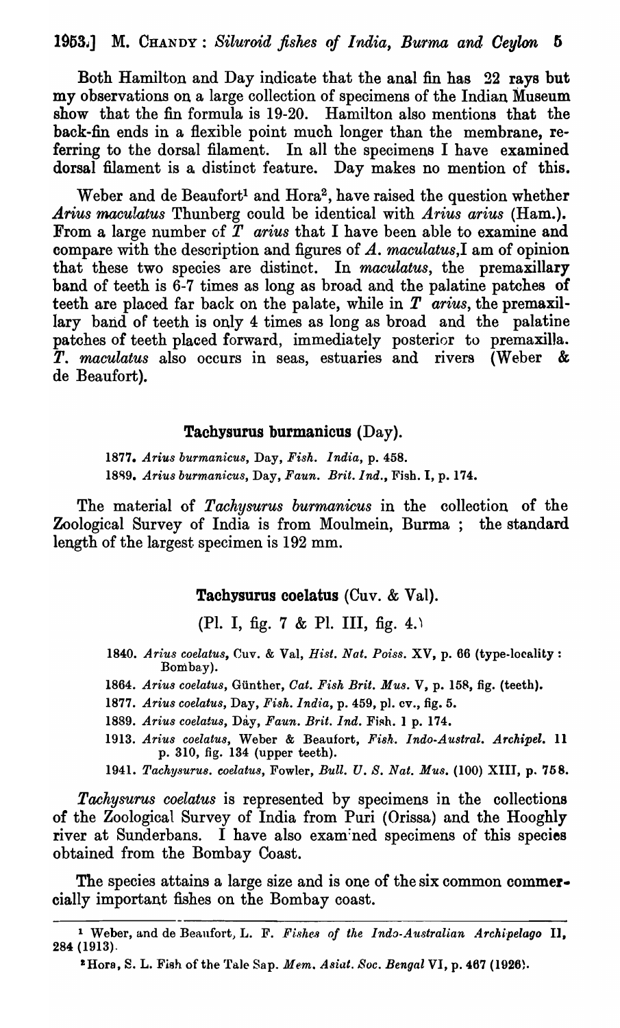Both Hamilton and Day indicate that the anal fin has 22 rays but my observations on a large collection of specimens of the Indian Museum show that the fin formula is 19-20. Hamilton also mentions that the back-fin ends in a flexible point much longer than the membrane, referring to the dorsal filament. In all the specimens I have examined dorsal filament is a distinct feature. Day makes no mention of this.

Weber and de Beaufort[1] and Hora[2], have raised the question whether *Arius maculatus* Thunberg could be identical with *Arius arius* (Ham.). From a large number of *T arius* that I have been able to examine and compare with the description and figures of *A. maculatus*, I am of opinion that these two species are distinct. In *maculatus*, the premaxillary band of teeth is 6-7 times as long as broad and the palatine patches of teeth are placed far back on the palate, while in *T arius*, the premaxillary band of teeth is only 4 times as long as broad and the palatine patches of teeth placed forward, immediately posterior to premaxilla. *T. maculatus* also occurs in seas, estuaries and rivers (Weber & de Beaufort).

### Tachysurus burmanicus (Day).

1877. *Arius burmanicus*, Day, *Fish. India*, p. 458.
1889. *Arius burmanicus*, Day, *Faun. Brit. Ind.*, Fish. I, p. 174.

The material of *Tachysurus burmanicus* in the collection of the Zoological Survey of India is from Moulmein, Burma; the standard length of the largest specimen is 192 mm.

### Tachysurus coelatus (Cuv. & Val).

(Pl. I, fig. 7 & Pl. III, fig. 4.)

1840. *Arius coelatus*, Cuv. & Val, *Hist. Nat. Poiss.* XV, p. 66 (type-locality: Bombay).
1864. *Arius coelatus*, Günther, *Cat. Fish Brit. Mus.* V, p. 158, fig. (teeth).
1877. *Arius coelatus*, Day, *Fish. India*, p. 459, pl. cv., fig. 5.
1889. *Arius coelatus*, Day, *Faun. Brit. Ind.* Fish. 1 p. 174.
1913. *Arius coelatus*, Weber & Beaufort, *Fish. Indo-Austral. Archipel.* 11 p. 310, fig. 134 (upper teeth).
1941. *Tachysurus. coelatus*, Fowler, *Bull. U. S. Nat. Mus.* (100) XIII, p. 758.

*Tachysurus coelatus* is represented by specimens in the collections of the Zoological Survey of India from Puri (Orissa) and the Hooghly river at Sunderbans. I have also examined specimens of this species obtained from the Bombay Coast.

The species attains a large size and is one of the six common commercially important fishes on the Bombay coast.

---

[1] Weber, and de Beaufort, L. F. *Fishes of the Indo-Australian Archipelago* II, 284 (1913).

[2] Hora, S. L. Fish of the Tale Sap. *Mem. Asiat. Soc. Bengal* VI, p. 467 (1926).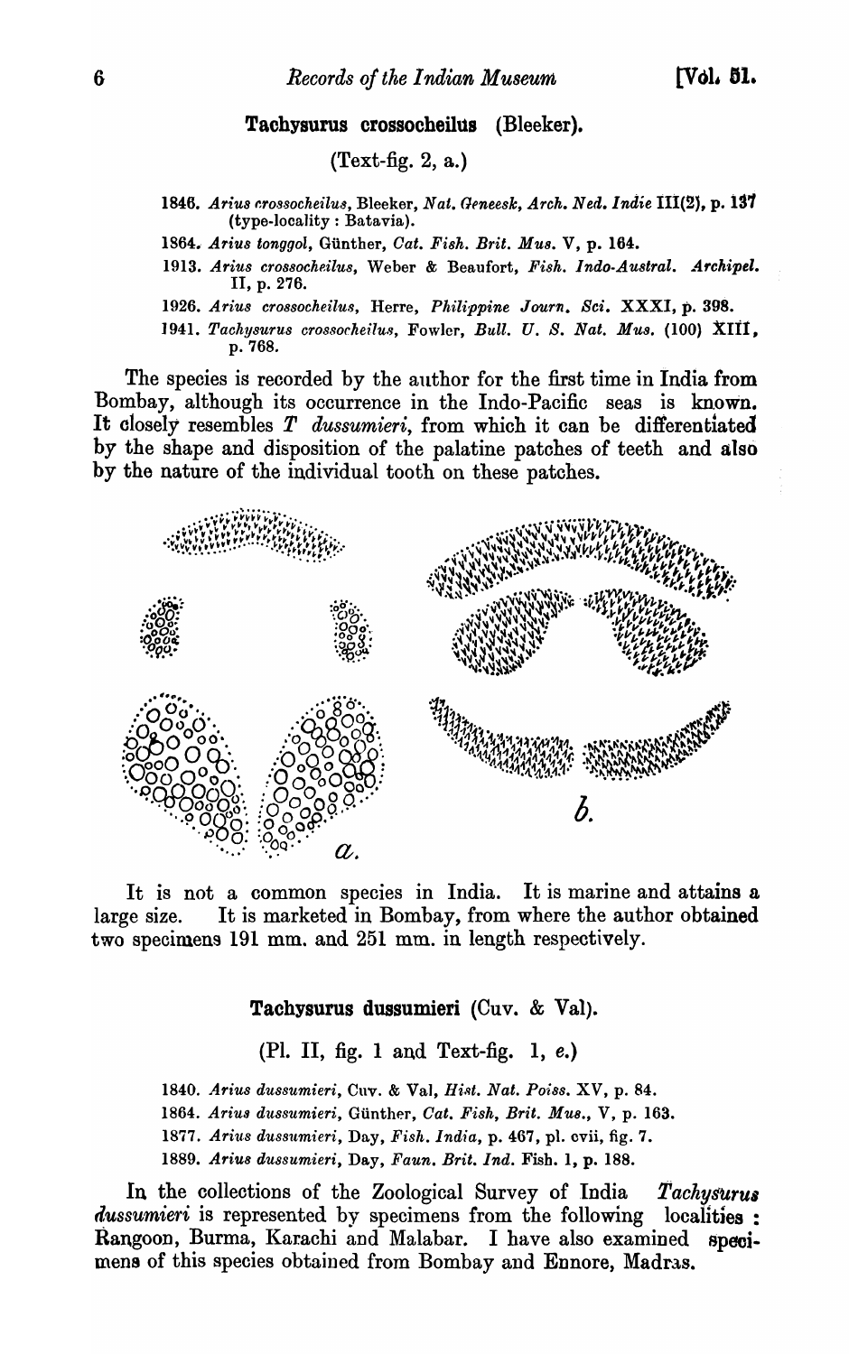### Tachysurus crossocheilus (Bleeker).

(Text-fig. 2, a.)

1846. *Arius crossocheilus*, Bleeker, *Nat. Geneesk, Arch. Ned. Indie* III(2), p. 137 (type-locality : Batavia).

1864. *Arius tonggol*, Günther, *Cat. Fish. Brit. Mus.* V, p. 164.

1913. *Arius crossocheilus*, Weber & Beaufort, *Fish. Indo-Austral. Archipel.* II, p. 276.

1926. *Arius crossocheilus*, Herre, *Philippine Journ. Sci.* XXXI, p. 398.

1941. *Tachysurus crossocheilus*, Fowler, *Bull. U. S. Nat. Mus.* (100) XIII, p. 768.

The species is recorded by the author for the first time in India from Bombay, although its occurrence in the Indo-Pacific seas is known. It closely resembles *T dussumieri*, from which it can be differentiated by the shape and disposition of the palatine patches of teeth and also by the nature of the individual tooth on these patches.

*a.* *b.*

It is not a common species in India. It is marine and attains a large size. It is marketed in Bombay, from where the author obtained two specimens 191 mm. and 251 mm. in length respectively.

### Tachysurus dussumieri (Cuv. & Val).

(Pl. II, fig. 1 and Text-fig. 1, *e*.)

1840. *Arius dussumieri*, Cuv. & Val, *Hist. Nat. Poiss.* XV, p. 84.

1864. *Arius dussumieri*, Günther, *Cat. Fish, Brit. Mus.*, V, p. 163.

1877. *Arius dussumieri*, Day, *Fish. India*, p. 467, pl. cvii, fig. 7.

1889. *Arius dussumieri*, Day, *Faun. Brit. Ind.* Fish. 1, p. 188.

In the collections of the Zoological Survey of India *Tachysurus dussumieri* is represented by specimens from the following localities : Rangoon, Burma, Karachi and Malabar. I have also examined specimens of this species obtained from Bombay and Ennore, Madras.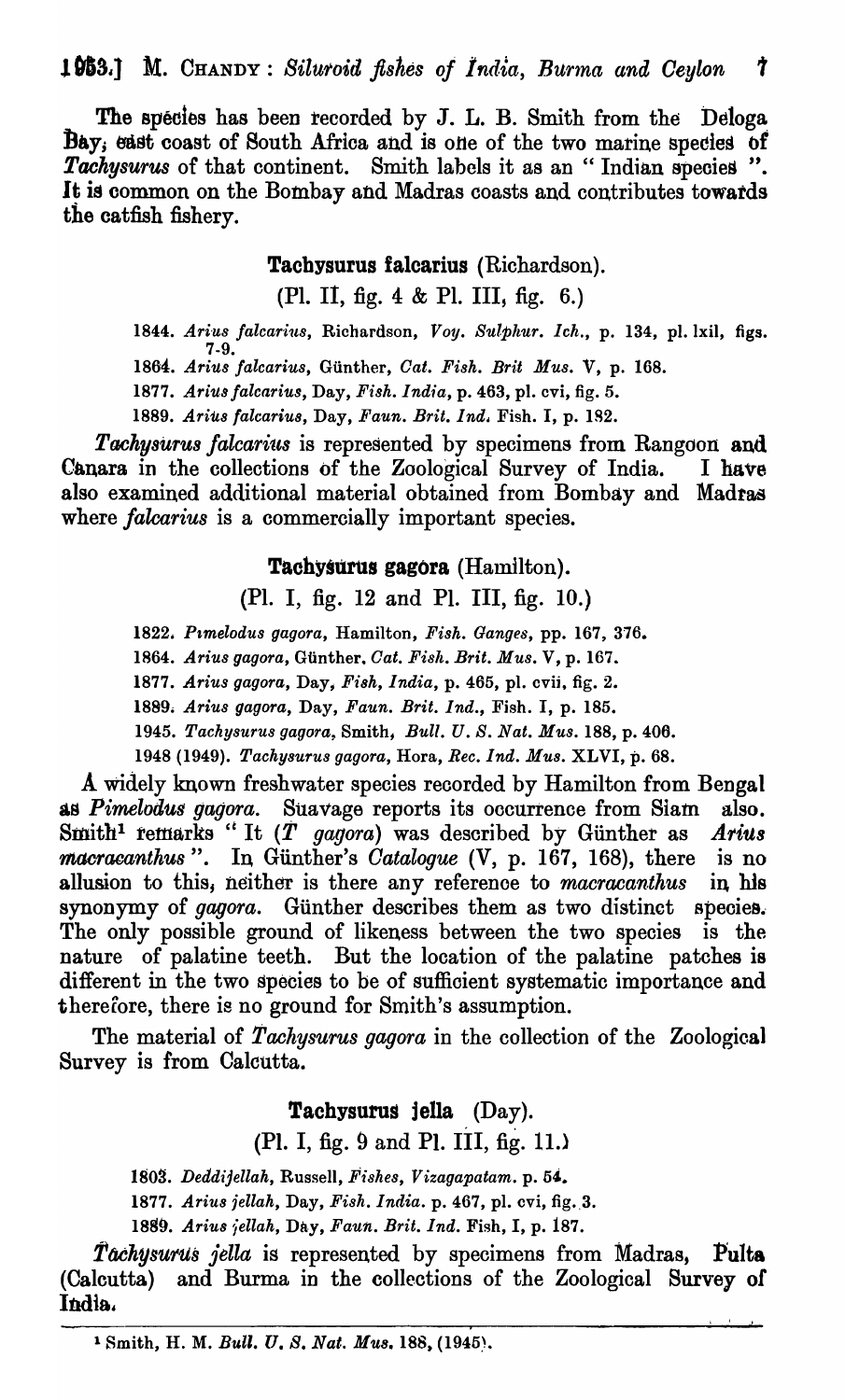The species has been recorded by J. L. B. Smith from the Deloga Bay, east coast of South Africa and is one of the two marine species of *Tachysurus* of that continent. Smith labels it as an " Indian species ". It is common on the Bombay and Madras coasts and contributes towards the catfish fishery.

### Tachysurus falcarius (Richardson).

(Pl. II, fig. 4 & Pl. III, fig. 6.)

1844. *Arius falcarius*, Richardson, *Voy. Sulphur. Ich.*, p. 134, pl. lxil, figs. 7-9.

1864. *Arius falcarius*, Günther, *Cat. Fish. Brit Mus.* V, p. 168.

1877. *Arius falcarius*, Day, *Fish. India*, p. 463, pl. cvi, fig. 5.

1889. *Arius falcarius*, Day, *Faun. Brit. Ind.* Fish. I, p. 182.

*Tachysurus falcarius* is represented by specimens from Rangoon and Canara in the collections of the Zoological Survey of India. I have also examined additional material obtained from Bombay and Madras where *falcarius* is a commercially important species.

### Tachysurus gagora (Hamilton).

(Pl. I, fig. 12 and Pl. III, fig. 10.)

1822. *Pimelodus gagora*, Hamilton, *Fish. Ganges*, pp. 167, 376.

1864. *Arius gagora*, Günther, *Cat. Fish. Brit. Mus.* V, p. 167.

1877. *Arius gagora*, Day, *Fish, India*, p. 465, pl. cvii, fig. 2.

1889. *Arius gagora*, Day, *Faun. Brit. Ind.*, Fish. I, p. 185.

1945. *Tachysurus gagora*, Smith, *Bull. U. S. Nat. Mus.* 188, p. 406.

1948 (1949). *Tachysurus gagora*, Hora, *Rec. Ind. Mus.* XLVI, p. 68.

A widely known freshwater species recorded by Hamilton from Bengal as *Pimelodus gagora*. Suavage reports its occurrence from Siam also. Smith[1] remarks " It (*T gagora*) was described by Günther as *Arius macracanthus* ". In Günther's *Catalogue* (V, p. 167, 168), there is no allusion to this, neither is there any reference to *macracanthus* in his synonymy of *gagora*. Günther describes them as two distinct species. The only possible ground of likeness between the two species is the nature of palatine teeth. But the location of the palatine patches is different in the two species to be of sufficient systematic importance and therefore, there is no ground for Smith's assumption.

The material of *Tachysurus gagora* in the collection of the Zoological Survey is from Calcutta.

### Tachysurus jella (Day).

(Pl. I, fig. 9 and Pl. III, fig. 11.)

1803. *Deddijellah*, Russell, *Fishes, Vizagapatam.* p. 54.

1877. *Arius jellah*, Day, *Fish. India.* p. 467, pl. cvi, fig. 3.

1889. *Arius jellah*, Day, *Faun. Brit. Ind.* Fish, I, p. 187.

*Tachysurus jella* is represented by specimens from Madras, Pulta (Calcutta) and Burma in the collections of the Zoological Survey of India.

---

[1] Smith, H. M. *Bull. U. S. Nat. Mus.* 188, (1945).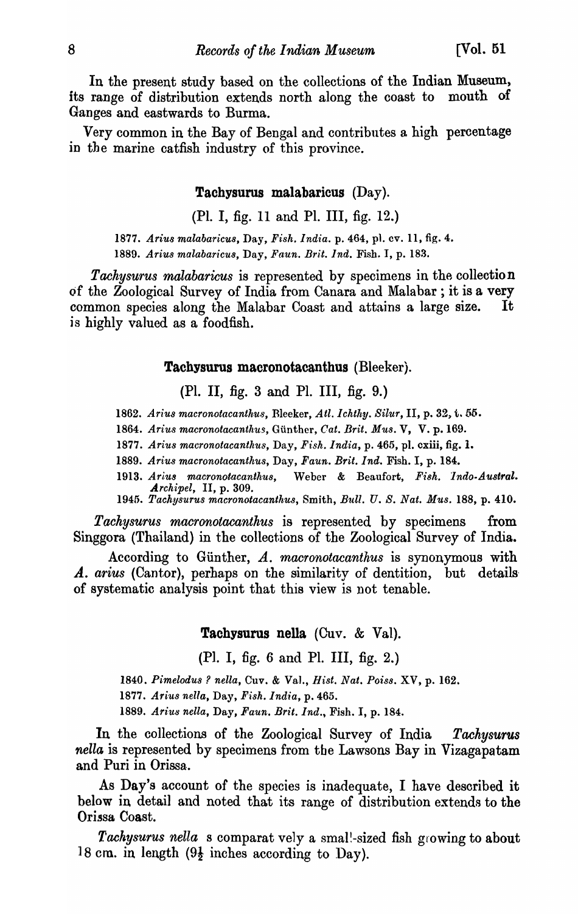In the present study based on the collections of the Indian Museum, its range of distribution extends north along the coast to mouth of Ganges and eastwards to Burma.

Very common in the Bay of Bengal and contributes a high percentage in the marine catfish industry of this province.

### Tachysurus malabaricus (Day).

(Pl. I, fig. 11 and Pl. III, fig. 12.)

1877. *Arius malabaricus*, Day, *Fish. India*. p. 464, pl. cv. 11, fig. 4.
1889. *Arius malabaricus*, Day, *Faun. Brit. Ind.* Fish. I, p. 183.

*Tachysurus malabaricus* is represented by specimens in the collection of the Zoological Survey of India from Canara and Malabar; it is a very common species along the Malabar Coast and attains a large size. It is highly valued as a foodfish.

### Tachysurus macronotacanthus (Bleeker).

(Pl. II, fig. 3 and Pl. III, fig. 9.)

1862. *Arius macronotacanthus*, Bleeker, *Atl. Ichthy. Silur*, II, p. 32, t. 55.
1864. *Arius macronotacanthus*, Günther, *Cat. Brit. Mus.* V, V. p. 169.
1877. *Arius macronotacanthus*, Day, *Fish. India*, p. 465, pl. cxiii, fig. 1.
1889. *Arius macronotacanthus*, Day, *Faun. Brit. Ind.* Fish. I, p. 184.
1913. *Arius macronotacanthus*, Weber & Beaufort, *Fish. Indo-Austral. Archipel*, II, p. 309.
1945. *Tachysurus macronotacanthus*, Smith, *Bull. U. S. Nat. Mus.* 188, p. 410.

*Tachysurus macronotacanthus* is represented by specimens from Singgora (Thailand) in the collections of the Zoological Survey of India.

According to Günther, *A. macronotacanthus* is synonymous with *A. arius* (Cantor), perhaps on the similarity of dentition, but details of systematic analysis point that this view is not tenable.

### Tachysurus nella (Cuv. & Val).

(Pl. I, fig. 6 and Pl. III, fig. 2.)

1840. *Pimelodus ? nella*, Cuv. & Val., *Hist. Nat. Poiss.* XV, p. 162.
1877. *Arius nella*, Day, *Fish. India*, p. 465.
1889. *Arius nella*, Day, *Faun. Brit. Ind.*, Fish. I, p. 184.

In the collections of the Zoological Survey of India *Tachysurus nella* is represented by specimens from the Lawsons Bay in Vizagapatam and Puri in Orissa.

As Day's account of the species is inadequate, I have described it below in detail and noted that its range of distribution extends to the Orissa Coast.

*Tachysurus nella* s comparat vely a smal!-sized fish growing to about 18 cm. in length ($9\frac{1}{2}$ inches according to Day).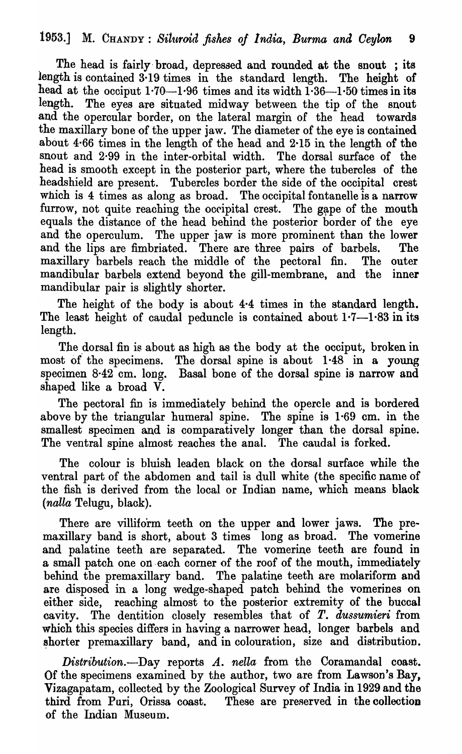The head is fairly broad, depressed and rounded at the snout ; its length is contained 3·19 times in the standard length. The height of head at the occiput 1·70—1·96 times and its width 1·36—1·50 times in its length. The eyes are situated midway between the tip of the snout and the opercular border, on the lateral margin of the head towards the maxillary bone of the upper jaw. The diameter of the eye is contained about 4·66 times in the length of the head and 2·15 in the length of the snout and 2·99 in the inter-orbital width. The dorsal surface of the head is smooth except in the posterior part, where the tubercles of the headshield are present. Tubercles border the side of the occipital crest which is 4 times as along as broad. The occipital fontanelle is a narrow furrow, not quite reaching the occipital crest. The gape of the mouth equals the distance of the head behind the posterior border of the eye and the operculum. The upper jaw is more prominent than the lower and the lips are fimbriated. There are three pairs of barbels. The maxillary barbels reach the middle of the pectoral fin. The outer mandibular barbels extend beyond the gill-membrane, and the inner mandibular pair is slightly shorter.

The height of the body is about 4·4 times in the standard length. The least height of caudal peduncle is contained about 1·7—1·83 in its length.

The dorsal fin is about as high as the body at the occiput, broken in most of the specimens. The dorsal spine is about 1·48 in a young specimen 8·42 cm. long. Basal bone of the dorsal spine is narrow and shaped like a broad V.

The pectoral fin is immediately behind the opercle and is bordered above by the triangular humeral spine. The spine is 1·69 cm. in the smallest specimen and is comparatively longer than the dorsal spine. The ventral spine almost reaches the anal. The caudal is forked.

The colour is bluish leaden black on the dorsal surface while the ventral part of the abdomen and tail is dull white (the specific name of the fish is derived from the local or Indian name, which means black (*nalla* Telugu, black).

There are villiform teeth on the upper and lower jaws. The premaxillary band is short, about 3 times long as broad. The vomerine and palatine teeth are separated. The vomerine teeth are found in a small patch one on each corner of the roof of the mouth, immediately behind the premaxillary band. The palatine teeth are molariform and are disposed in a long wedge-shaped patch behind the vomerines on either side, reaching almost to the posterior extremity of the buccal cavity. The dentition closely resembles that of *T. dussumieri* from which this species differs in having a narrower head, longer barbels and shorter premaxillary band, and in colouration, size and distribution.

*Distribution.*—Day reports *A. nella* from the Coramandal coast. Of the specimens examined by the author, two are from Lawson's Bay, Vizagapatam, collected by the Zoological Survey of India in 1929 and the third from Puri, Orissa coast. These are preserved in the collection of the Indian Museum.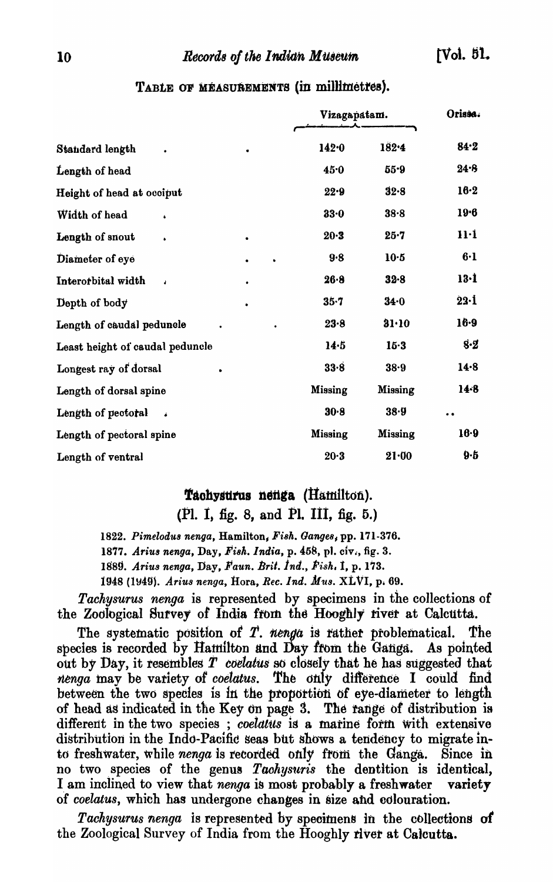TABLE OF MEASUREMENTS (in millimetres).

| | Vizagapatam. | | Orissa. |
|---|---|---|---|
| Standard length | 142·0 | 182·4 | 84·2 |
| Length of head | 45·0 | 55·9 | 24·8 |
| Height of head at occiput | 22·9 | 32·8 | 16·2 |
| Width of head | 33·0 | 38·8 | 19·6 |
| Length of snout | 20·3 | 25·7 | 11·1 |
| Diameter of eye | 9·8 | 10·5 | 6·1 |
| Interorbital width | 26·8 | 32·8 | 13·1 |
| Depth of body | 35·7 | 34·0 | 22·1 |
| Length of caudal peduncle | 23·8 | 31·10 | 16·9 |
| Least height of caudal peduncle | 14·5 | 15·3 | 8·2 |
| Longest ray of dorsal | 33·8 | 38·9 | 14·8 |
| Length of dorsal spine | Missing | Missing | 14·8 |
| Length of pectoral | 30·8 | 38·9 | .. |
| Length of pectoral spine | Missing | Missing | 16·9 |
| Length of ventral | 20·3 | 21·00 | 9·5 |

## Tachysurus nenga (Hamilton).

(Pl. I, fig. 8, and Pl. III, fig. 5.)

1822. *Pimelodus nenga*, Hamilton, *Fish. Ganges*, pp. 171-376.

1877. *Arius nenga*, Day, *Fish. India*, p. 458, pl. civ., fig. 3.

1889. *Arius nenga*, Day, *Faun. Brit. Ind.*, *Fish.* I, p. 173.

1948 (1949). *Arius nenga*, Hora, *Rec. Ind. Mus.* XLVI, p. 69.

*Tachysurus nenga* is represented by specimens in the collections of the Zoological Survey of India from the Hooghly river at Calcutta.

The systematic position of *T. nenga* is rather problematical. The species is recorded by Hamilton and Day from the Ganga. As pointed out by Day, it resembles *T coelatus* so closely that he has suggested that *nenga* may be variety of *coelatus*. The only difference I could find between the two species is in the proportion of eye-diameter to length of head as indicated in the Key on page 3. The range of distribution is different in the two species ; *coelatus* is a marine form with extensive distribution in the Indo-Pacific seas but shows a tendency to migrate into freshwater, while *nenga* is recorded only from the Ganga. Since in no two species of the genus *Tachysuris* the dentition is identical, I am inclined to view that *nenga* is most probably a freshwater variety of *coelatus*, which has undergone changes in size and colouration.

*Tachysurus nenga* is represented by specimens in the collections of the Zoological Survey of India from the Hooghly river at Calcutta.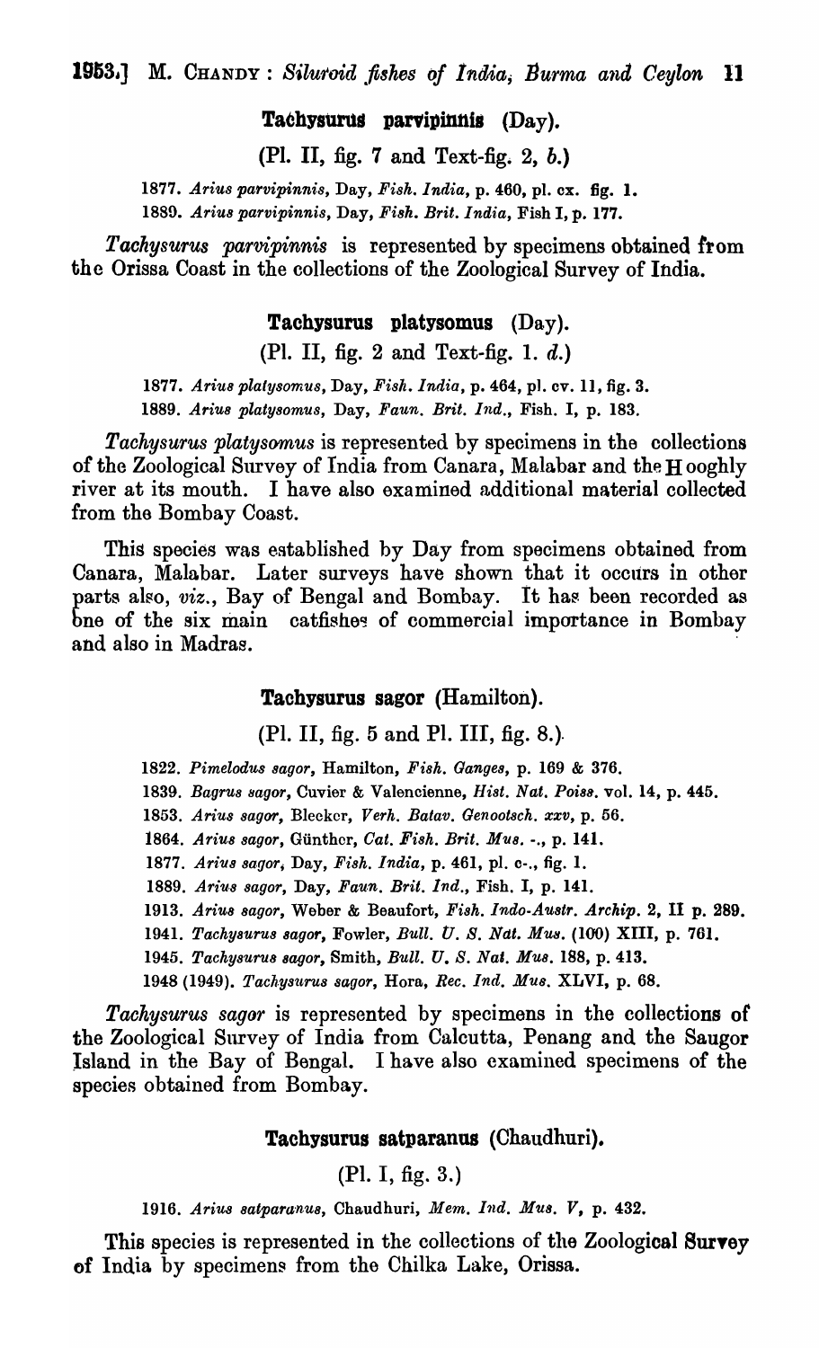### **Tachysurus parvipinnis** (Day).

(Pl. II, fig. 7 and Text-fig. 2, *b*.)

1877. *Arius parvipinnis*, Day, *Fish. India*, p. 460, pl. cx. fig. 1.
1889. *Arius parvipinnis*, Day, *Fish. Brit. India*, Fish I, p. 177.

*Tachysurus parvipinnis* is represented by specimens obtained from the Orissa Coast in the collections of the Zoological Survey of India.

### **Tachysurus platysomus** (Day).

(Pl. II, fig. 2 and Text-fig. 1. *d*.)

1877. *Arius platysomus*, Day, *Fish. India*, p. 464, pl. cv. 11, fig. 3.
1889. *Arius platysomus*, Day, *Faun. Brit. Ind.*, Fish. I, p. 183.

*Tachysurus platysomus* is represented by specimens in the collections of the Zoological Survey of India from Canara, Malabar and the Hooghly river at its mouth. I have also examined additional material collected from the Bombay Coast.

This species was established by Day from specimens obtained from Canara, Malabar. Later surveys have shown that it occurs in other parts also, *viz.*, Bay of Bengal and Bombay. It has been recorded as one of the six main catfishes of commercial importance in Bombay and also in Madras.

### **Tachysurus sagor** (Hamilton).

(Pl. II, fig. 5 and Pl. III, fig. 8.)

1822. *Pimelodus sagor*, Hamilton, *Fish. Ganges*, p. 169 & 376.
1839. *Bagrus sagor*, Cuvier & Valencienne, *Hist. Nat. Poiss.* vol. 14, p. 445.
1853. *Arius sagor*, Bleeker, *Verh. Batav. Genootsch. xxv*, p. 56.
1864. *Arius sagor*, Günther, *Cat. Fish. Brit. Mus.* -., p. 141.
1877. *Arius sagor*, Day, *Fish. India*, p. 461, pl. c-., fig. 1.
1889. *Arius sagor*, Day, *Faun. Brit. Ind.*, Fish. I, p. 141.
1913. *Arius sagor*, Weber & Beaufort, *Fish. Indo-Austr. Archip.* 2, II p. 289.
1941. *Tachysurus sagor*, Fowler, *Bull. U. S. Nat. Mus.* (100) XIII, p. 761.
1945. *Tachysurus sagor*, Smith, *Bull. U. S. Nat. Mus.* 188, p. 413.
1948 (1949). *Tachysurus sagor*, Hora, *Rec. Ind. Mus.* XLVI, p. 68.

*Tachysurus sagor* is represented by specimens in the collections of the Zoological Survey of India from Calcutta, Penang and the Saugor Island in the Bay of Bengal. I have also examined specimens of the species obtained from Bombay.

### **Tachysurus satparanus** (Chaudhuri).

(Pl. I, fig. 3.)

1916. *Arius satparanus*, Chaudhuri, *Mem. Ind. Mus. V*, p. 432.

This species is represented in the collections of the Zoological Survey of India by specimens from the Chilka Lake, Orissa.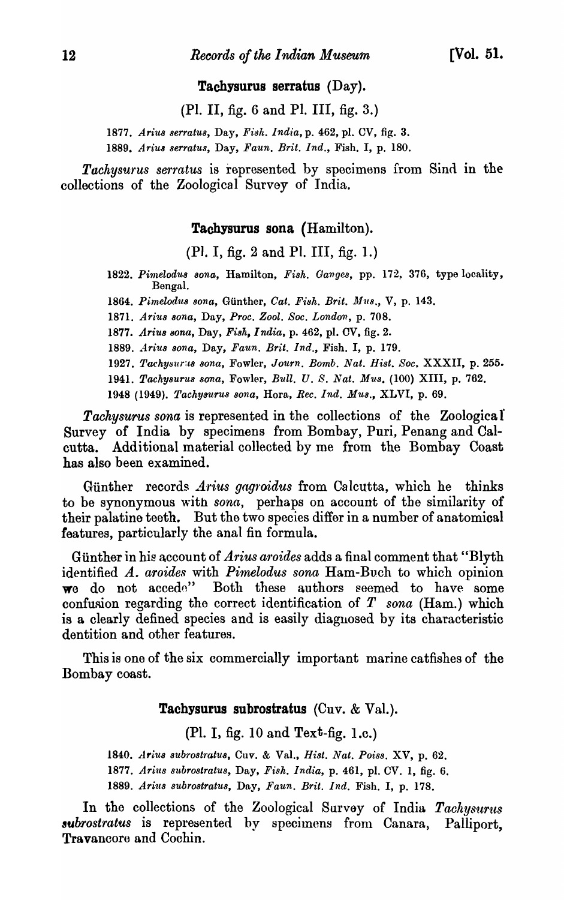### Tachysurus serratus (Day).

(Pl. II, fig. 6 and Pl. III, fig. 3.)

1877. *Arius serratus*, Day, *Fish. India*, p. 462, pl. CV, fig. 3.
1889. *Arius serratus*, Day, *Faun. Brit. Ind.*, Fish. I, p. 180.

*Tachysurus serratus* is represented by specimens from Sind in the collections of the Zoological Survey of India.

### Tachysurus sona (Hamilton).

(Pl. I, fig. 2 and Pl. III, fig. 1.)

1822. *Pimelodus sona*, Hamilton, *Fish. Ganges*, pp. 172, 376, type locality, Bengal.
1864. *Pimelodus sona*, Günther, *Cat. Fish. Brit. Mus.*, V, p. 143.
1871. *Arius sona*, Day, *Proc. Zool. Soc. London*, p. 708.
1877. *Arius sona*, Day, *Fish, India*, p. 462, pl. CV, fig. 2.
1889. *Arius sona*, Day, *Faun. Brit. Ind.*, Fish. I, p. 179.
1927. *Tachysurus sona*, Fowler, *Journ. Bomb. Nat. Hist. Soc.* XXXII, p. 255.
1941. *Tachysurus sona*, Fowler, *Bull. U. S. Nat. Mus.* (100) XIII, p. 762.
1948 (1949). *Tachysurus sona*, Hora, *Rec. Ind. Mus.*, XLVI, p. 69.

*Tachysurus sona* is represented in the collections of the Zoological Survey of India by specimens from Bombay, Puri, Penang and Calcutta. Additional material collected by me from the Bombay Coast has also been examined.

Günther records *Arius gagroidus* from Calcutta, which he thinks to be synonymous with *sona*, perhaps on account of the similarity of their palatine teeth. But the two species differ in a number of anatomical features, particularly the anal fin formula.

Günther in his account of *Arius aroides* adds a final comment that "Blyth identified *A. aroides* with *Pimelodus sona* Ham-Buch to which opinion we do not accede" Both these authors seemed to have some confusion regarding the correct identification of *T sona* (Ham.) which is a clearly defined species and is easily diagnosed by its characteristic dentition and other features.

This is one of the six commercially important marine catfishes of the Bombay coast.

### Tachysurus subrostratus (Cuv. & Val.).

(Pl. I, fig. 10 and Text-fig. 1.c.)

1840. *Arius subrostratus*, Cuv. & Val., *Hist. Nat. Poiss.* XV, p. 62.
1877. *Arius subrostratus*, Day, *Fish. India*, p. 461, pl. CV. 1, fig. 6.
1889. *Arius subrostratus*, Day, *Faun. Brit. Ind.* Fish. I, p. 178.

In the collections of the Zoological Survey of India *Tachysurus subrostratus* is represented by specimens from Canara, Palliport, Travancore and Cochin.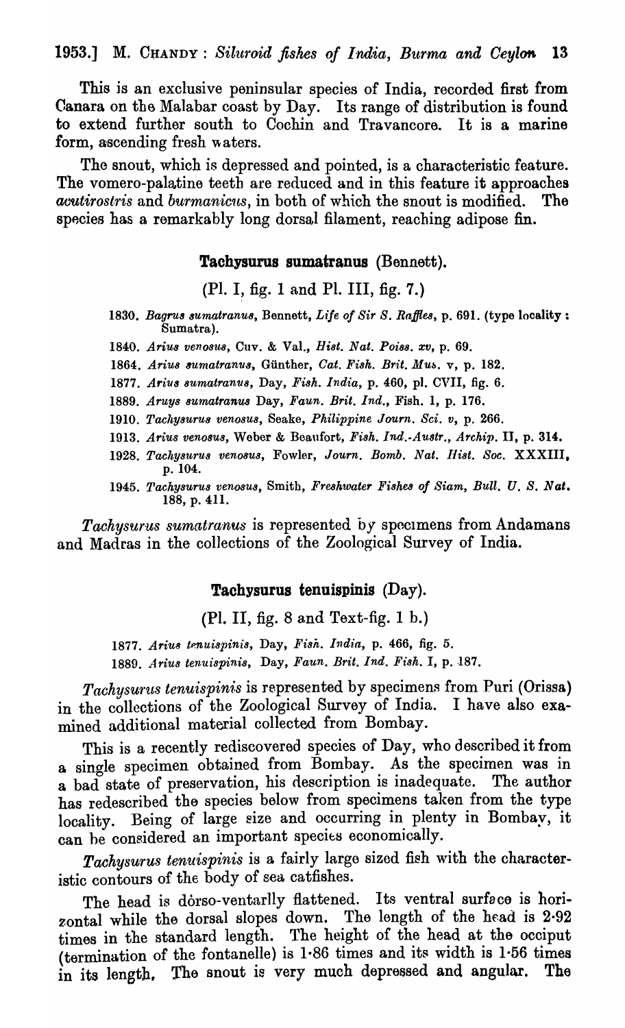This is an exclusive peninsular species of India, recorded first from Canara on the Malabar coast by Day. Its range of distribution is found to extend further south to Cochin and Travancore. It is a marine form, ascending fresh waters.

The snout, which is depressed and pointed, is a characteristic feature. The vomero-palatine teeth are reduced and in this feature it approaches *acutirostris* and *burmanicus*, in both of which the snout is modified. The species has a remarkably long dorsal filament, reaching adipose fin.

### Tachysurus sumatranus (Bennett).

(Pl. I, fig. 1 and Pl. III, fig. 7.)

1830. *Bagrus sumatranus*, Bennett, *Life of Sir S. Raffles*, p. 691. (type locality : Sumatra).

1840. *Arius venosus*, Cuv. & Val., *Hist. Nat. Poiss. xv*, p. 69.

1864. *Arius sumatranus*, Günther, *Cat. Fish. Brit. Mus.* v, p. 182.

1877. *Arius sumatranus*, Day, *Fish. India*, p. 460, pl. CVII, fig. 6.

1889. *Aruys sumatranus* Day, *Faun. Brit. Ind.*, Fish. 1, p. 176.

1910. *Tachysurus venosus*, Seake, *Philippine Journ. Sci. v*, p. 266.

1913. *Arius venosus*, Weber & Beaufort, *Fish. Ind.-Austr., Archip.* II, p. 314.

1928. *Tachysurus venosus*, Fowler, *Journ. Bomb. Nat. Hist. Soc.* XXXIII, p. 104.

1945. *Tachysurus venosus*, Smith, *Freshwater Fishes of Siam, Bull. U. S. Nat.* 188, p. 411.

*Tachysurus sumatranus* is represented by specimens from Andamans and Madras in the collections of the Zoological Survey of India.

### Tachysurus tenuispinis (Day).

(Pl. II, fig. 8 and Text-fig. 1 b.)

1877. *Arius tenuispinis*, Day, *Fish. India*, p. 466, fig. 5.

1889. *Arius tenuispinis*, Day, *Faun. Brit. Ind. Fish.* I, p. 187.

*Tachysurus tenuispinis* is represented by specimens from Puri (Orissa) in the collections of the Zoological Survey of India. I have also examined additional material collected from Bombay.

This is a recently rediscovered species of Day, who described it from a single specimen obtained from Bombay. As the specimen was in a bad state of preservation, his description is inadequate. The author has redescribed the species below from specimens taken from the type locality. Being of large size and occurring in plenty in Bombay, it can be considered an important species economically.

*Tachysurus tenuispinis* is a fairly large sized fish with the characteristic contours of the body of sea catfishes.

The head is dorso-ventarlly flattened. Its ventral surface is horizontal while the dorsal slopes down. The length of the head is 2·92 times in the standard length. The height of the head at the occiput (termination of the fontanelle) is 1·86 times and its width is 1·56 times in its length. The snout is very much depressed and angular. The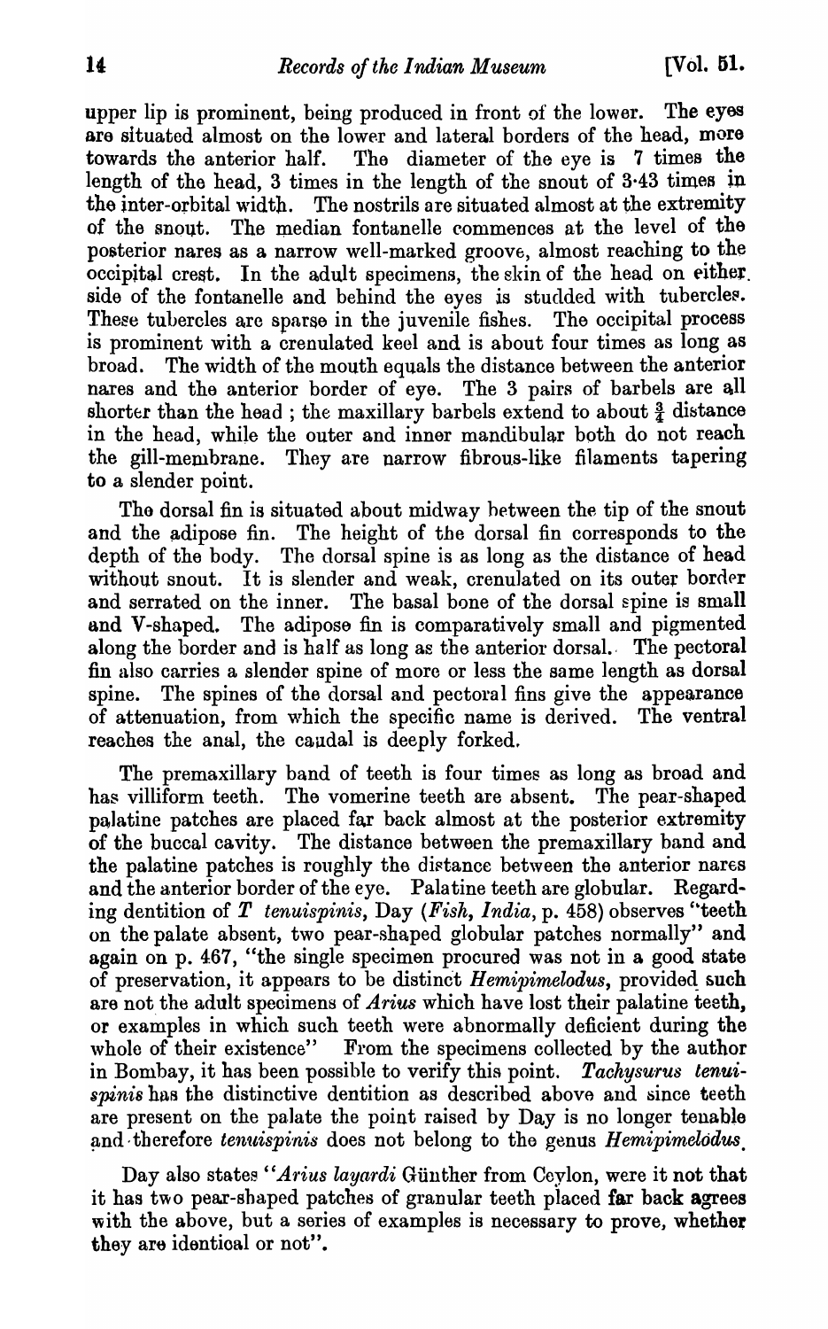upper lip is prominent, being produced in front of the lower. The eyes are situated almost on the lower and lateral borders of the head, more towards the anterior half. The diameter of the eye is 7 times the length of the head, 3 times in the length of the snout of 3·43 times in the inter-orbital width. The nostrils are situated almost at the extremity of the snout. The median fontanelle commences at the level of the posterior nares as a narrow well-marked groove, almost reaching to the occipital crest. In the adult specimens, the skin of the head on either side of the fontanelle and behind the eyes is studded with tubercles. These tubercles are sparse in the juvenile fishes. The occipital process is prominent with a crenulated keel and is about four times as long as broad. The width of the mouth equals the distance between the anterior nares and the anterior border of eye. The 3 pairs of barbels are all shorter than the head ; the maxillary barbels extend to about $\frac{3}{4}$ distance in the head, while the outer and inner mandibular both do not reach the gill-membrane. They are narrow fibrous-like filaments tapering to a slender point.

The dorsal fin is situated about midway between the tip of the snout and the adipose fin. The height of the dorsal fin corresponds to the depth of the body. The dorsal spine is as long as the distance of head without snout. It is slender and weak, crenulated on its outer border and serrated on the inner. The basal bone of the dorsal spine is small and V-shaped. The adipose fin is comparatively small and pigmented along the border and is half as long as the anterior dorsal. The pectoral fin also carries a slender spine of more or less the same length as dorsal spine. The spines of the dorsal and pectoral fins give the appearance of attenuation, from which the specific name is derived. The ventral reaches the anal, the caudal is deeply forked.

The premaxillary band of teeth is four times as long as broad and has villiform teeth. The vomerine teeth are absent. The pear-shaped palatine patches are placed far back almost at the posterior extremity of the buccal cavity. The distance between the premaxillary band and the palatine patches is roughly the distance between the anterior nares and the anterior border of the eye. Palatine teeth are globular. Regarding dentition of *T tenuispinis*, Day (*Fish, India*, p. 458) observes "teeth on the palate absent, two pear-shaped globular patches normally" and again on p. 467, "the single specimen procured was not in a good state of preservation, it appears to be distinct *Hemipimelodus*, provided such are not the adult specimens of *Arius* which have lost their palatine teeth, or examples in which such teeth were abnormally deficient during the whole of their existence" From the specimens collected by the author in Bombay, it has been possible to verify this point. *Tachysurus tenuispinis* has the distinctive dentition as described above and since teeth are present on the palate the point raised by Day is no longer tenable and therefore *tenuispinis* does not belong to the genus *Hemipimelodus*.

Day also states "*Arius layardi* Günther from Ceylon, were it not that it has two pear-shaped patches of granular teeth placed far back agrees with the above, but a series of examples is necessary to prove, whether they are identical or not".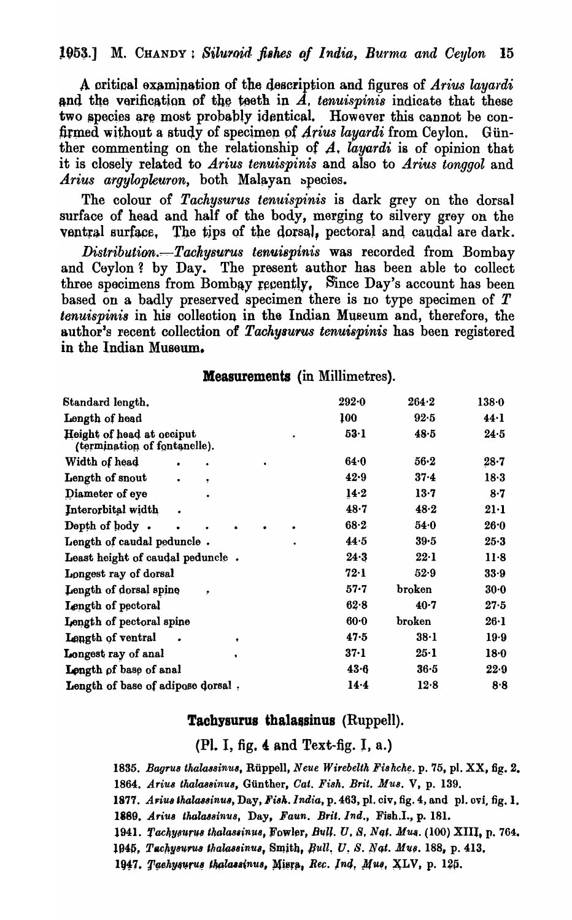A critical examination of the description and figures of *Arius layardi* and the verification of the teeth in *A. tenuispinis* indicate that these two species are most probably identical. However this cannot be confirmed without a study of specimen of *Arius layardi* from Ceylon. Günther commenting on the relationship of *A. layardi* is of opinion that it is closely related to *Arius tenuispinis* and also to *Arius tonggol* and *Arius argylopleuron*, both Malayan species.

The colour of *Tachysurus tenuispinis* is dark grey on the dorsal surface of head and half of the body, merging to silvery grey on the ventral surface. The tips of the dorsal, pectoral and caudal are dark.

*Distribution*.—*Tachysurus tenuispinis* was recorded from Bombay and Ceylon ? by Day. The present author has been able to collect three specimens from Bombay recently. Since Day's account has been based on a badly preserved specimen there is no type specimen of *T tenuispinis* in his collection in the Indian Museum and, therefore, the author's recent collection of *Tachysurus tenuispinis* has been registered in the Indian Museum.

**Measurements** (in Millimetres).

| | | | |
|---|---|---|---|
| Standard length. | 292·0 | 264·2 | 138·0 |
| Length of head | 100 | 92·5 | 44·1 |
| Height of head at occiput (termination of fontanelle). | 53·1 | 48·5 | 24·5 |
| Width of head | 64·0 | 56·2 | 28·7 |
| Length of snout | 42·9 | 37·4 | 18·3 |
| Diameter of eye | 14·2 | 13·7 | 8·7 |
| Interorbital width | 48·7 | 48·2 | 21·1 |
| Depth of body | 68·2 | 54·0 | 26·0 |
| Length of caudal peduncle | 44·5 | 39·5 | 25·3 |
| Least height of caudal peduncle | 24·3 | 22·1 | 11·8 |
| Longest ray of dorsal | 72·1 | 52·9 | 33·9 |
| Length of dorsal spine | 57·7 | broken | 30·0 |
| Length of pectoral | 62·8 | 40·7 | 27·5 |
| Length of pectoral spine | 60·0 | broken | 26·1 |
| Length of ventral | 47·5 | 38·1 | 19·9 |
| Longest ray of anal | 37·1 | 25·1 | 18·0 |
| Length of base of anal | 43·6 | 36·5 | 22·9 |
| Length of base of adipose dorsal | 14·4 | 12·8 | 8·8 |

## Tachysurus thalassinus (Ruppell).

(Pl. I, fig. 4 and Text-fig. I, a.)

1835. *Bagrus thalassinus*, Rüppell, *Neue Wirebelth Fishche.* p. 75, pl. XX, fig. 2.
1864. *Arius thalassinus*, Günther, *Cat. Fish. Brit. Mus.* V, p. 139.
1877. *Arius thalassinus*, Day, *Fish. India*, p. 463, pl. civ, fig. 4, and pl. cvi, fig. 1.
1889. *Arius thalassinus*, Day, *Faun. Brit. Ind.*, Fish.I., p. 181.
1941. *Tachysurus thalassinus*, Fowler, *Bull. U. S. Nat. Mus.* (100) XIII, p. 764.
1945. *Tachysurus thalassinus*, Smith, *Bull. U. S. Nat. Mus.* 188, p. 413.
1947. *Tachysurus thalassinus*, Misra, *Rec. Ind. Mus.* XLV, p. 125.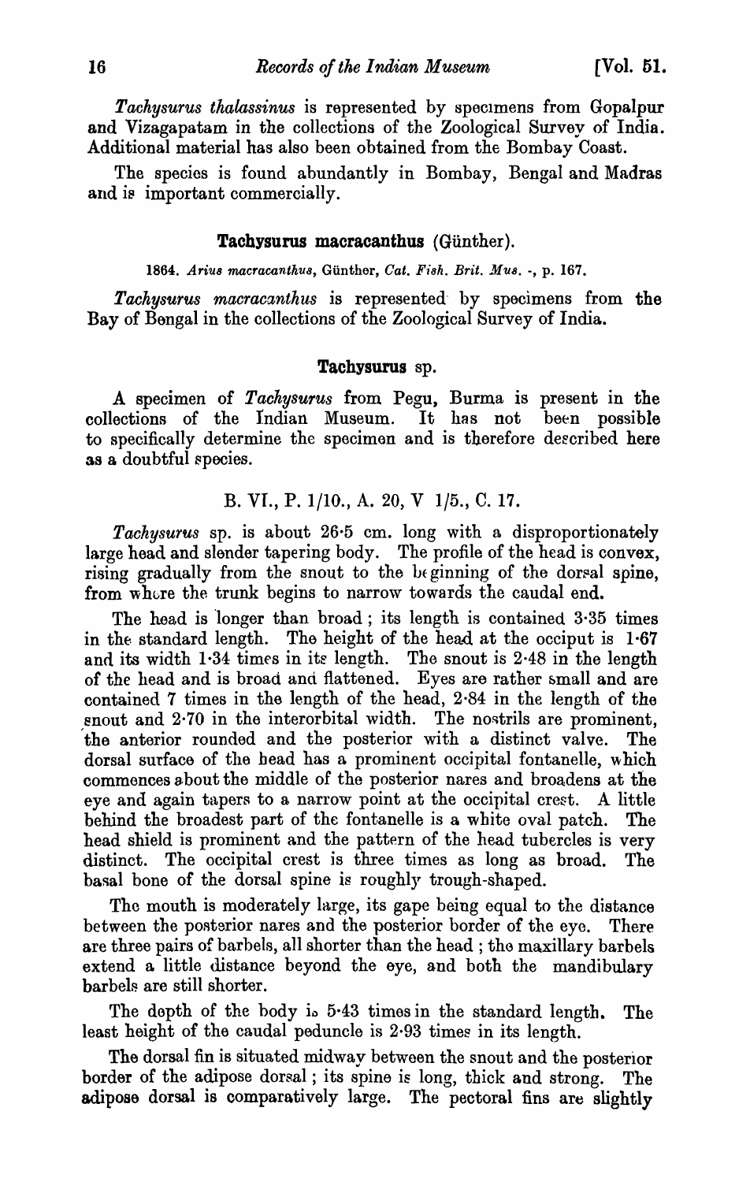*Tachysurus thalassinus* is represented by specimens from Gopalpur and Vizagapatam in the collections of the Zoological Survey of India. Additional material has also been obtained from the Bombay Coast.

The species is found abundantly in Bombay, Bengal and Madras and is important commercially.

### **Tachysurus macracanthus** (Günther).

1864. *Arius macracanthus*, Günther, *Cat. Fish. Brit. Mus.* -, p. 167.

*Tachysurus macracanthus* is represented by specimens from the Bay of Bengal in the collections of the Zoological Survey of India.

### **Tachysurus** sp.

A specimen of *Tachysurus* from Pegu, Burma is present in the collections of the Indian Museum. It has not been possible to specifically determine the specimen and is therefore described here as a doubtful species.

B. VI., P. 1/10., A. 20, V 1/5., C. 17.

*Tachysurus* sp. is about 26·5 cm. long with a disproportionately large head and slender tapering body. The profile of the head is convex, rising gradually from the snout to the beginning of the dorsal spine, from where the trunk begins to narrow towards the caudal end.

The head is longer than broad; its length is contained 3·35 times in the standard length. The height of the head at the occiput is 1·67 and its width 1·34 times in its length. The snout is 2·48 in the length of the head and is broad and flattened. Eyes are rather small and are contained 7 times in the length of the head, 2·84 in the length of the snout and 2·70 in the interorbital width. The nostrils are prominent, the anterior rounded and the posterior with a distinct valve. The dorsal surface of the head has a prominent occipital fontanelle, which commences about the middle of the posterior nares and broadens at the eye and again tapers to a narrow point at the occipital crest. A little behind the broadest part of the fontanelle is a white oval patch. The head shield is prominent and the pattern of the head tubercles is very distinct. The occipital crest is three times as long as broad. The basal bone of the dorsal spine is roughly trough-shaped.

The mouth is moderately large, its gape being equal to the distance between the posterior nares and the posterior border of the eye. There are three pairs of barbels, all shorter than the head; the maxillary barbels extend a little distance beyond the eye, and both the mandibulary barbels are still shorter.

The depth of the body is 5·43 times in the standard length. The least height of the caudal peduncle is 2·93 times in its length.

The dorsal fin is situated midway between the snout and the posterior border of the adipose dorsal; its spine is long, thick and strong. The adipose dorsal is comparatively large. The pectoral fins are slightly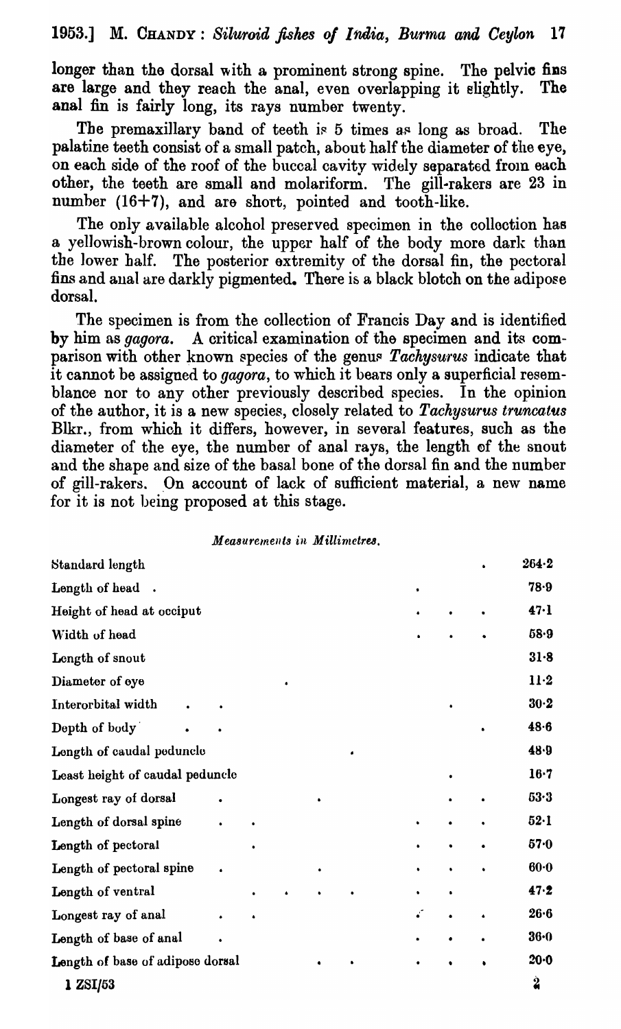longer than the dorsal with a prominent strong spine. The pelvic fins are large and they reach the anal, even overlapping it slightly. The anal fin is fairly long, its rays number twenty.

The premaxillary band of teeth is 5 times as long as broad. The palatine teeth consist of a small patch, about half the diameter of the eye, on each side of the roof of the buccal cavity widely separated from each other, the teeth are small and molariform. The gill-rakers are 23 in number (16+7), and are short, pointed and tooth-like.

The only available alcohol preserved specimen in the collection has a yellowish-brown colour, the upper half of the body more dark than the lower half. The posterior extremity of the dorsal fin, the pectoral fins and anal are darkly pigmented. There is a black blotch on the adipose dorsal.

The specimen is from the collection of Francis Day and is identified by him as *gagora*. A critical examination of the specimen and its comparison with other known species of the genus *Tachysurus* indicate that it cannot be assigned to *gagora*, to which it bears only a superficial resemblance nor to any other previously described species. In the opinion of the author, it is a new species, closely related to *Tachysurus truncatus* Blkr., from which it differs, however, in several features, such as the diameter of the eye, the number of anal rays, the length of the snout and the shape and size of the basal bone of the dorsal fin and the number of gill-rakers. On account of lack of sufficient material, a new name for it is not being proposed at this stage.

*Measurements in Millimetres.*

| | |
|---|---|
| Standard length | 264·2 |
| Length of head | 78·9 |
| Height of head at occiput | 47·1 |
| Width of head | 58·9 |
| Length of snout | 31·8 |
| Diameter of eye | 11·2 |
| Interorbital width | 30·2 |
| Depth of body | 48·6 |
| Length of caudal peduncle | 48·9 |
| Least height of caudal peduncle | 16·7 |
| Longest ray of dorsal | 53·3 |
| Length of dorsal spine | 52·1 |
| Length of pectoral | 57·0 |
| Length of pectoral spine | 60·0 |
| Length of ventral | 47·2 |
| Longest ray of anal | 26·6 |
| Length of base of anal | 36·0 |
| Length of base of adipose dorsal | 20·0 |

1 ZSI/53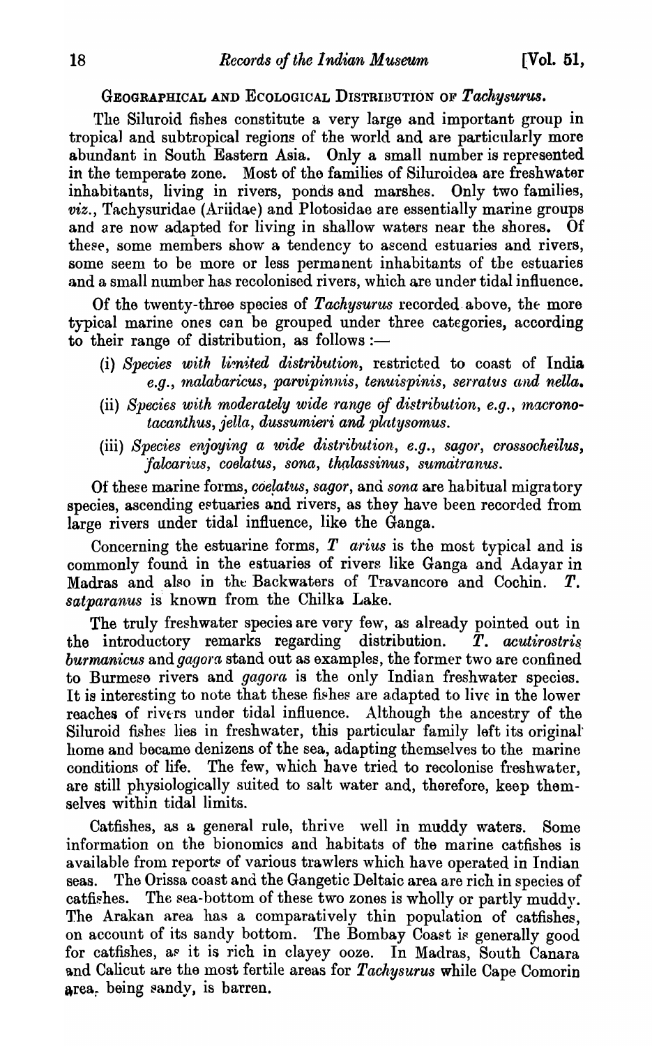## GEOGRAPHICAL AND ECOLOGICAL DISTRIBUTION OF *Tachysurus*.

The Siluroid fishes constitute a very large and important group in tropical and subtropical regions of the world and are particularly more abundant in South Eastern Asia. Only a small number is represented in the temperate zone. Most of the families of Siluroidea are freshwater inhabitants, living in rivers, ponds and marshes. Only two families, *viz.*, Tachysuridae (Ariidae) and Plotosidae are essentially marine groups and are now adapted for living in shallow waters near the shores. Of these, some members show a tendency to ascend estuaries and rivers, some seem to be more or less permanent inhabitants of the estuaries and a small number has recolonised rivers, which are under tidal influence.

Of the twenty-three species of *Tachysurus* recorded above, the more typical marine ones can be grouped under three categories, according to their range of distribution, as follows :—

(i) *Species with limited distribution*, restricted to coast of India *e.g., malabaricus, parvipinnis, tenuispinis, serratus and nella.*

(ii) *Species with moderately wide range of distribution, e.g., macronotacanthus, jella, dussumieri and platysomus.*

(iii) *Species enjoying a wide distribution, e.g., sagor, crossocheilus, falcarius, coelatus, sona, thalassinus, sumatranus.*

Of these marine forms, *coelatus*, *sagor*, and *sona* are habitual migratory species, ascending estuaries and rivers, as they have been recorded from large rivers under tidal influence, like the Ganga.

Concerning the estuarine forms, *T arius* is the most typical and is commonly found in the estuaries of rivers like Ganga and Adayar in Madras and also in the Backwaters of Travancore and Cochin. *T. satparanus* is known from the Chilka Lake.

The truly freshwater species are very few, as already pointed out in the introductory remarks regarding distribution. *T. acutirostris burmanicus* and *gagora* stand out as examples, the former two are confined to Burmese rivers and *gagora* is the only Indian freshwater species. It is interesting to note that these fishes are adapted to live in the lower reaches of rivers under tidal influence. Although the ancestry of the Siluroid fishes lies in freshwater, this particular family left its original home and became denizens of the sea, adapting themselves to the marine conditions of life. The few, which have tried to recolonise freshwater, are still physiologically suited to salt water and, therefore, keep themselves within tidal limits.

Catfishes, as a general rule, thrive well in muddy waters. Some information on the bionomics and habitats of the marine catfishes is available from reports of various trawlers which have operated in Indian seas. The Orissa coast and the Gangetic Deltaic area are rich in species of catfishes. The sea-bottom of these two zones is wholly or partly muddy. The Arakan area has a comparatively thin population of catfishes, on account of its sandy bottom. The Bombay Coast is generally good for catfishes, as it is rich in clayey ooze. In Madras, South Canara and Calicut are the most fertile areas for *Tachysurus* while Cape Comorin area, being sandy, is barren.